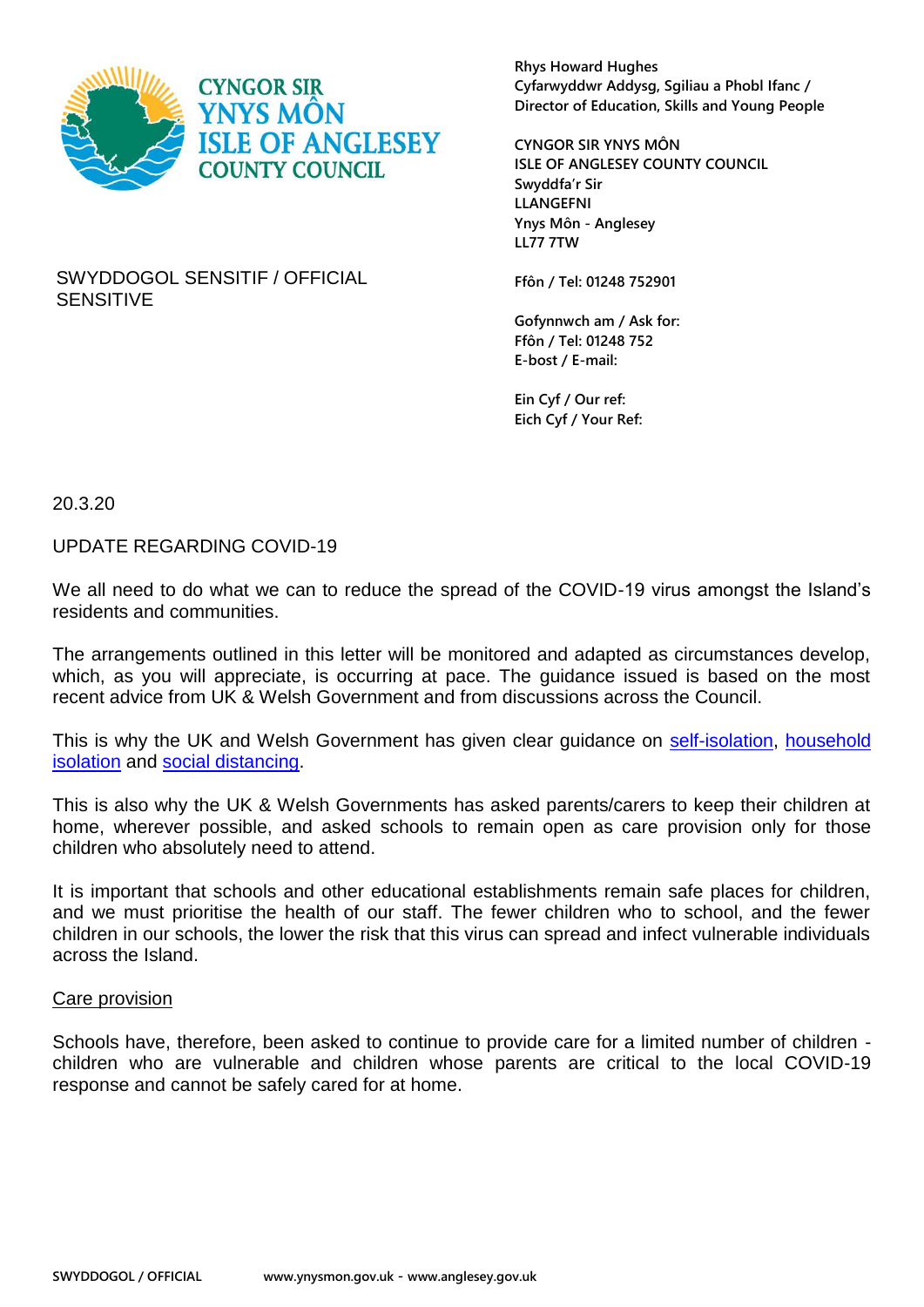CYNGOR SIR YNYS MÔN
ISLE OF ANGLESEY COUNTY COUNCIL

**Rhys Howard Hughes**
**Cyfarwyddwr Addysg, Sgiliau a Phobl Ifanc /**
**Director of Education, Skills and Young People**

**CYNGOR SIR YNYS MÔN**
**ISLE OF ANGLESEY COUNTY COUNCIL**
**Swyddfa'r Sir**
**LLANGEFNI**
**Ynys Môn - Anglesey**
**LL77 7TW**

**Ffôn / Tel: 01248 752901**

**Gofynnwch am / Ask for:**
**Ffôn / Tel: 01248 752**
**E-bost / E-mail:**

**Ein Cyf / Our ref:**
**Eich Cyf / Your Ref:**

SWYDDOGOL SENSITIF / OFFICIAL SENSITIVE

20.3.20

UPDATE REGARDING COVID-19

We all need to do what we can to reduce the spread of the COVID-19 virus amongst the Island's residents and communities.

The arrangements outlined in this letter will be monitored and adapted as circumstances develop, which, as you will appreciate, is occurring at pace. The guidance issued is based on the most recent advice from UK & Welsh Government and from discussions across the Council.

This is why the UK and Welsh Government has given clear guidance on self-isolation, household isolation and social distancing.

This is also why the UK & Welsh Governments has asked parents/carers to keep their children at home, wherever possible, and asked schools to remain open as care provision only for those children who absolutely need to attend.

It is important that schools and other educational establishments remain safe places for children, and we must prioritise the health of our staff. The fewer children who to school, and the fewer children in our schools, the lower the risk that this virus can spread and infect vulnerable individuals across the Island.

## Care provision

Schools have, therefore, been asked to continue to provide care for a limited number of children - children who are vulnerable and children whose parents are critical to the local COVID-19 response and cannot be safely cared for at home.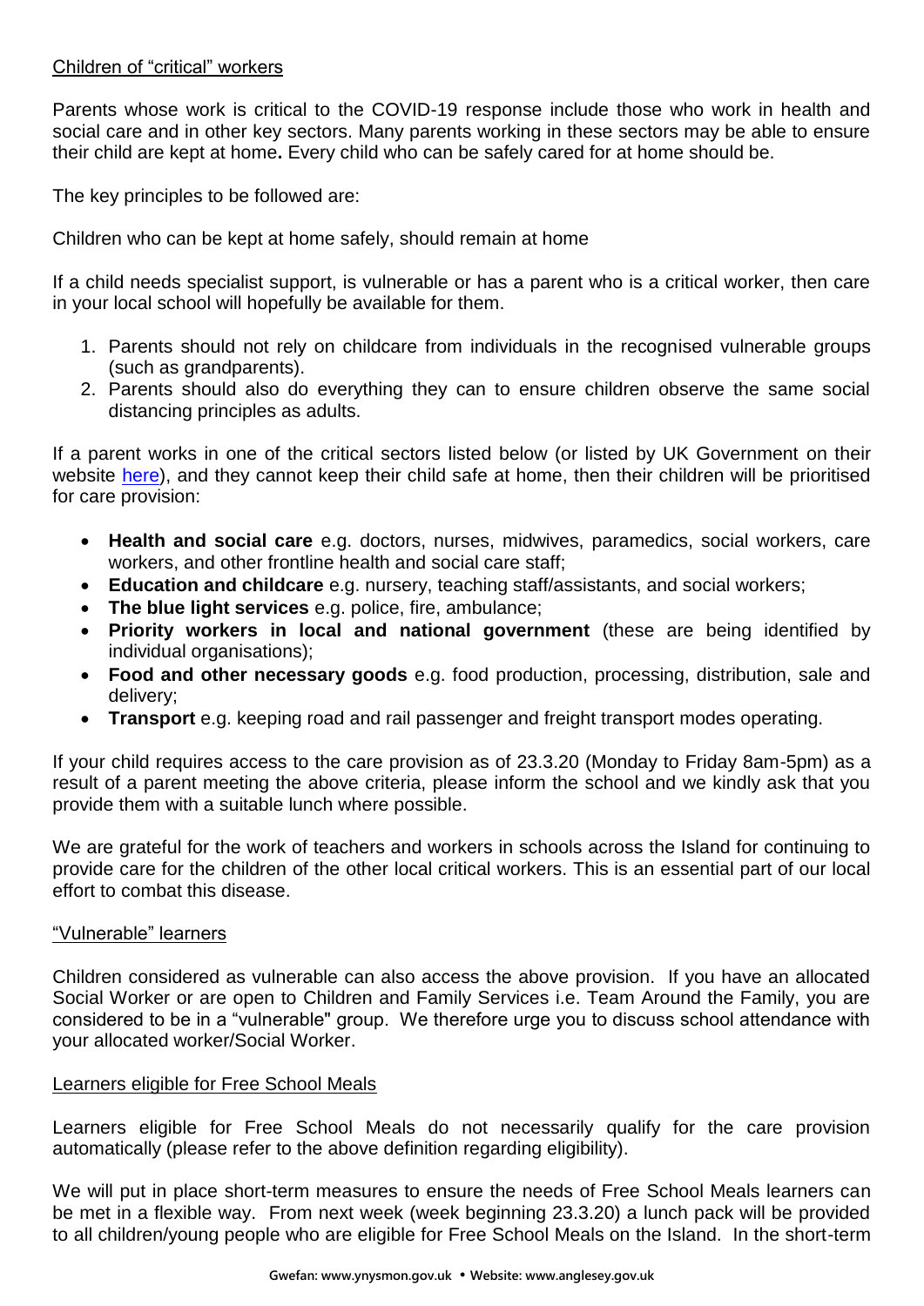## Children of "critical" workers

Parents whose work is critical to the COVID-19 response include those who work in health and social care and in other key sectors. Many parents working in these sectors may be able to ensure their child are kept at home**.** Every child who can be safely cared for at home should be.

The key principles to be followed are:

Children who can be kept at home safely, should remain at home

If a child needs specialist support, is vulnerable or has a parent who is a critical worker, then care in your local school will hopefully be available for them.

1. Parents should not rely on childcare from individuals in the recognised vulnerable groups (such as grandparents).
2. Parents should also do everything they can to ensure children observe the same social distancing principles as adults.

If a parent works in one of the critical sectors listed below (or listed by UK Government on their website here), and they cannot keep their child safe at home, then their children will be prioritised for care provision:

- **Health and social care** e.g. doctors, nurses, midwives, paramedics, social workers, care workers, and other frontline health and social care staff;
- **Education and childcare** e.g. nursery, teaching staff/assistants, and social workers;
- **The blue light services** e.g. police, fire, ambulance;
- **Priority workers in local and national government** (these are being identified by individual organisations);
- **Food and other necessary goods** e.g. food production, processing, distribution, sale and delivery;
- **Transport** e.g. keeping road and rail passenger and freight transport modes operating.

If your child requires access to the care provision as of 23.3.20 (Monday to Friday 8am-5pm) as a result of a parent meeting the above criteria, please inform the school and we kindly ask that you provide them with a suitable lunch where possible.

We are grateful for the work of teachers and workers in schools across the Island for continuing to provide care for the children of the other local critical workers. This is an essential part of our local effort to combat this disease.

## "Vulnerable" learners

Children considered as vulnerable can also access the above provision. If you have an allocated Social Worker or are open to Children and Family Services i.e. Team Around the Family, you are considered to be in a "vulnerable" group. We therefore urge you to discuss school attendance with your allocated worker/Social Worker.

## Learners eligible for Free School Meals

Learners eligible for Free School Meals do not necessarily qualify for the care provision automatically (please refer to the above definition regarding eligibility).

We will put in place short-term measures to ensure the needs of Free School Meals learners can be met in a flexible way. From next week (week beginning 23.3.20) a lunch pack will be provided to all children/young people who are eligible for Free School Meals on the Island. In the short-term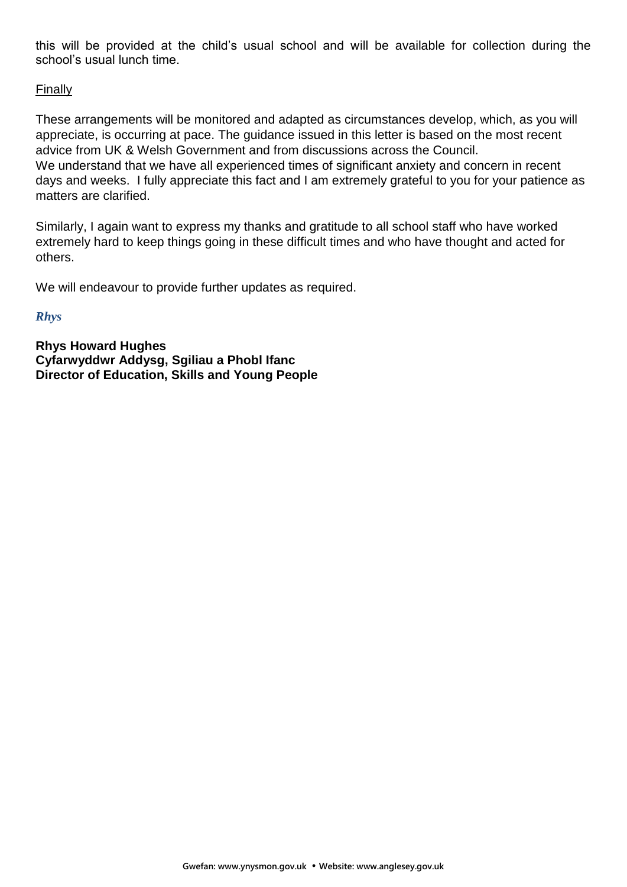this will be provided at the child's usual school and will be available for collection during the school's usual lunch time.

Finally

These arrangements will be monitored and adapted as circumstances develop, which, as you will appreciate, is occurring at pace. The guidance issued in this letter is based on the most recent advice from UK & Welsh Government and from discussions across the Council.
We understand that we have all experienced times of significant anxiety and concern in recent days and weeks. I fully appreciate this fact and I am extremely grateful to you for your patience as matters are clarified.

Similarly, I again want to express my thanks and gratitude to all school staff who have worked extremely hard to keep things going in these difficult times and who have thought and acted for others.

We will endeavour to provide further updates as required.

***Rhys***

**Rhys Howard Hughes**
**Cyfarwyddwr Addysg, Sgiliau a Phobl Ifanc**
**Director of Education, Skills and Young People**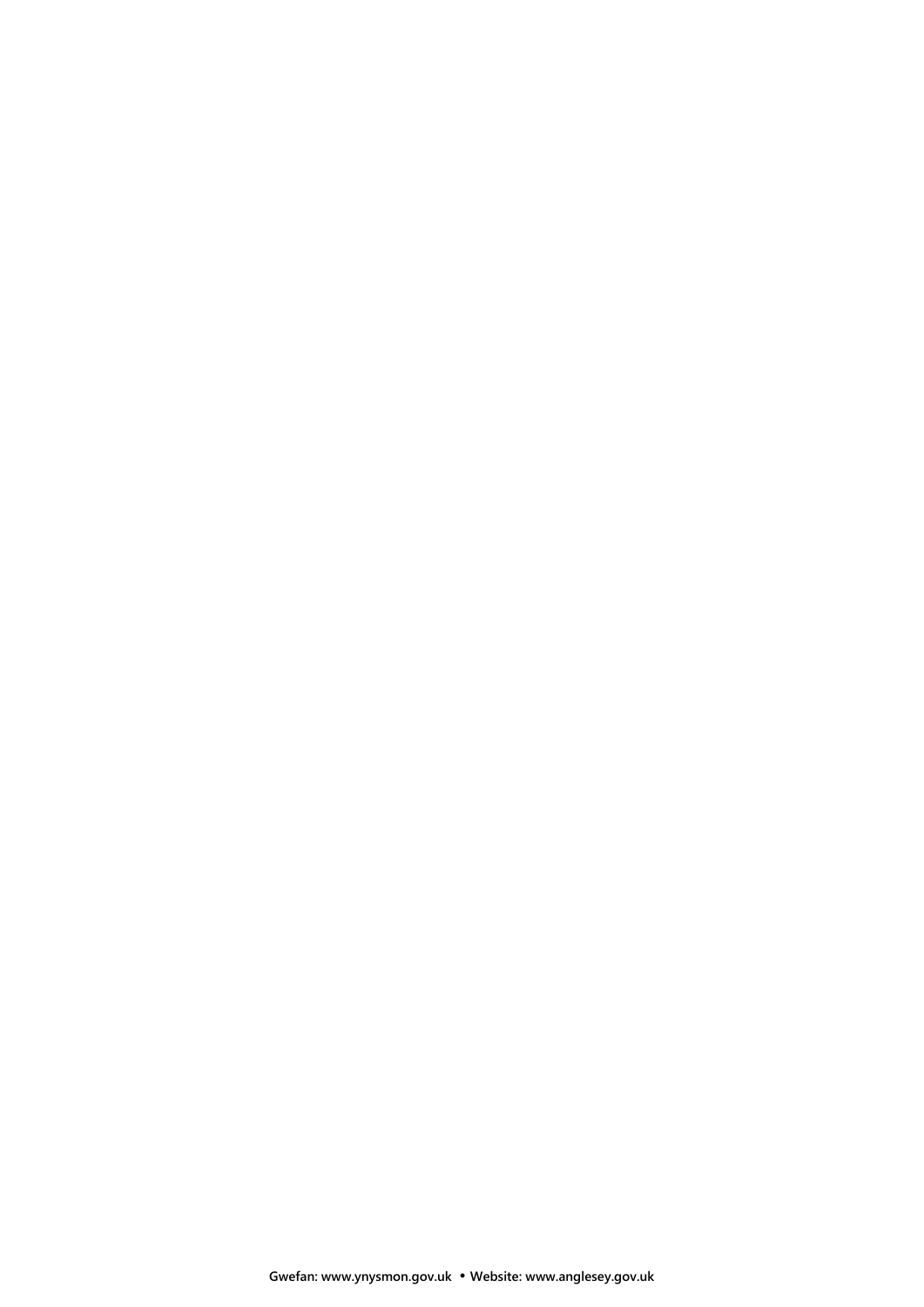Gwefan: www.ynysmon.gov.uk • Website: www.anglesey.gov.uk